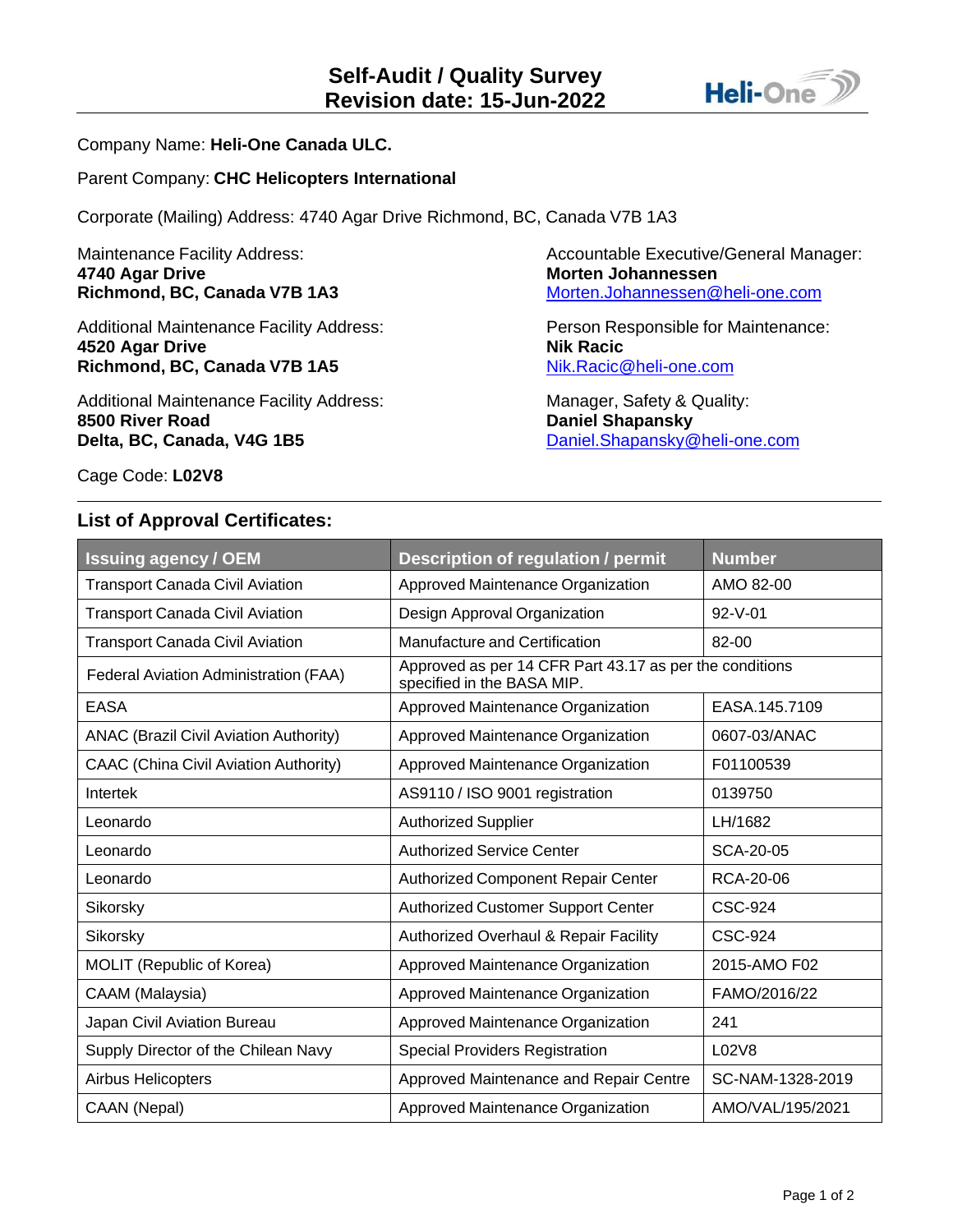# Self-Audit / Quality Survey
# Revision date: 15-Jun-2022

Company Name: **Heli-One Canada ULC.**

Parent Company: **CHC Helicopters International**

Corporate (Mailing) Address: 4740 Agar Drive Richmond, BC, Canada V7B 1A3

Maintenance Facility Address:
**4740 Agar Drive**
**Richmond, BC, Canada V7B 1A3**

Additional Maintenance Facility Address:
**4520 Agar Drive**
**Richmond, BC, Canada V7B 1A5**

Additional Maintenance Facility Address:
**8500 River Road**
**Delta, BC, Canada, V4G 1B5**

Accountable Executive/General Manager:
**Morten Johannessen**
Morten.Johannessen@heli-one.com

Person Responsible for Maintenance:
**Nik Racic**
Nik.Racic@heli-one.com

Manager, Safety & Quality:
**Daniel Shapansky**
Daniel.Shapansky@heli-one.com

Cage Code: **L02V8**

## List of Approval Certificates:

| Issuing agency / OEM | Description of regulation / permit | Number |
|---|---|---|
| Transport Canada Civil Aviation | Approved Maintenance Organization | AMO 82-00 |
| Transport Canada Civil Aviation | Design Approval Organization | 92-V-01 |
| Transport Canada Civil Aviation | Manufacture and Certification | 82-00 |
| Federal Aviation Administration (FAA) | Approved as per 14 CFR Part 43.17 as per the conditions specified in the BASA MIP. | |
| EASA | Approved Maintenance Organization | EASA.145.7109 |
| ANAC (Brazil Civil Aviation Authority) | Approved Maintenance Organization | 0607-03/ANAC |
| CAAC (China Civil Aviation Authority) | Approved Maintenance Organization | F01100539 |
| Intertek | AS9110 / ISO 9001 registration | 0139750 |
| Leonardo | Authorized Supplier | LH/1682 |
| Leonardo | Authorized Service Center | SCA-20-05 |
| Leonardo | Authorized Component Repair Center | RCA-20-06 |
| Sikorsky | Authorized Customer Support Center | CSC-924 |
| Sikorsky | Authorized Overhaul & Repair Facility | CSC-924 |
| MOLIT (Republic of Korea) | Approved Maintenance Organization | 2015-AMO F02 |
| CAAM (Malaysia) | Approved Maintenance Organization | FAMO/2016/22 |
| Japan Civil Aviation Bureau | Approved Maintenance Organization | 241 |
| Supply Director of the Chilean Navy | Special Providers Registration | L02V8 |
| Airbus Helicopters | Approved Maintenance and Repair Centre | SC-NAM-1328-2019 |
| CAAN (Nepal) | Approved Maintenance Organization | AMO/VAL/195/2021 |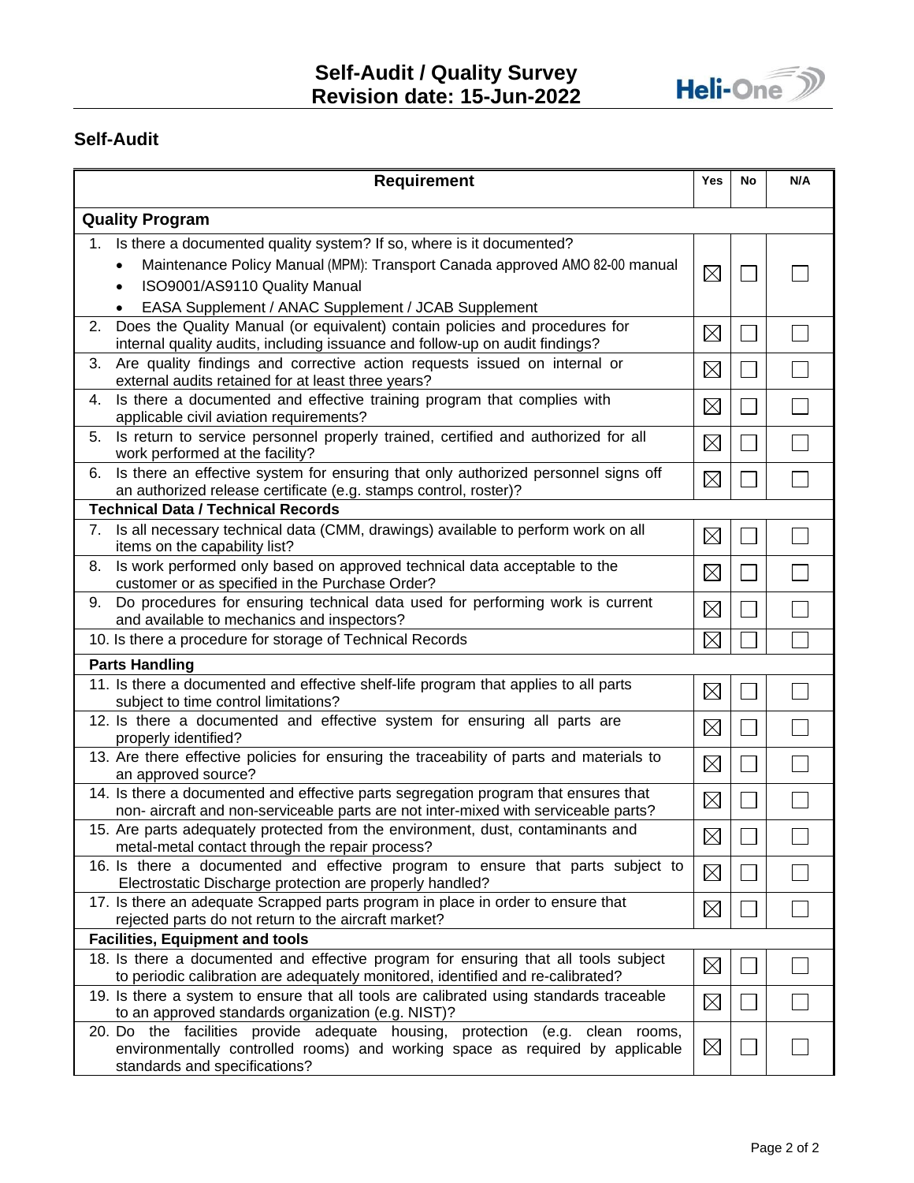# Self-Audit / Quality Survey
## Revision date: 15-Jun-2022

## Self-Audit

| Requirement | Yes | No | N/A |
|---|---|---|---|
| **Quality Program** | | | |
| 1. Is there a documented quality system? If so, where is it documented?<br>• Maintenance Policy Manual (MPM): Transport Canada approved AMO 82-00 manual<br>• ISO9001/AS9110 Quality Manual<br>• EASA Supplement / ANAC Supplement / JCAB Supplement | ☒ | ☐ | ☐ |
| 2. Does the Quality Manual (or equivalent) contain policies and procedures for internal quality audits, including issuance and follow-up on audit findings? | ☒ | ☐ | ☐ |
| 3. Are quality findings and corrective action requests issued on internal or external audits retained for at least three years? | ☒ | ☐ | ☐ |
| 4. Is there a documented and effective training program that complies with applicable civil aviation requirements? | ☒ | ☐ | ☐ |
| 5. Is return to service personnel properly trained, certified and authorized for all work performed at the facility? | ☒ | ☐ | ☐ |
| 6. Is there an effective system for ensuring that only authorized personnel signs off an authorized release certificate (e.g. stamps control, roster)? | ☒ | ☐ | ☐ |
| **Technical Data / Technical Records** | | | |
| 7. Is all necessary technical data (CMM, drawings) available to perform work on all items on the capability list? | ☒ | ☐ | ☐ |
| 8. Is work performed only based on approved technical data acceptable to the customer or as specified in the Purchase Order? | ☒ | ☐ | ☐ |
| 9. Do procedures for ensuring technical data used for performing work is current and available to mechanics and inspectors? | ☒ | ☐ | ☐ |
| 10. Is there a procedure for storage of Technical Records | ☒ | ☐ | ☐ |
| **Parts Handling** | | | |
| 11. Is there a documented and effective shelf-life program that applies to all parts subject to time control limitations? | ☒ | ☐ | ☐ |
| 12. Is there a documented and effective system for ensuring all parts are properly identified? | ☒ | ☐ | ☐ |
| 13. Are there effective policies for ensuring the traceability of parts and materials to an approved source? | ☒ | ☐ | ☐ |
| 14. Is there a documented and effective parts segregation program that ensures that non- aircraft and non-serviceable parts are not inter-mixed with serviceable parts? | ☒ | ☐ | ☐ |
| 15. Are parts adequately protected from the environment, dust, contaminants and metal-metal contact through the repair process? | ☒ | ☐ | ☐ |
| 16. Is there a documented and effective program to ensure that parts subject to Electrostatic Discharge protection are properly handled? | ☒ | ☐ | ☐ |
| 17. Is there an adequate Scrapped parts program in place in order to ensure that rejected parts do not return to the aircraft market? | ☒ | ☐ | ☐ |
| **Facilities, Equipment and tools** | | | |
| 18. Is there a documented and effective program for ensuring that all tools subject to periodic calibration are adequately monitored, identified and re-calibrated? | ☒ | ☐ | ☐ |
| 19. Is there a system to ensure that all tools are calibrated using standards traceable to an approved standards organization (e.g. NIST)? | ☒ | ☐ | ☐ |
| 20. Do the facilities provide adequate housing, protection (e.g. clean rooms, environmentally controlled rooms) and working space as required by applicable standards and specifications? | ☒ | ☐ | ☐ |